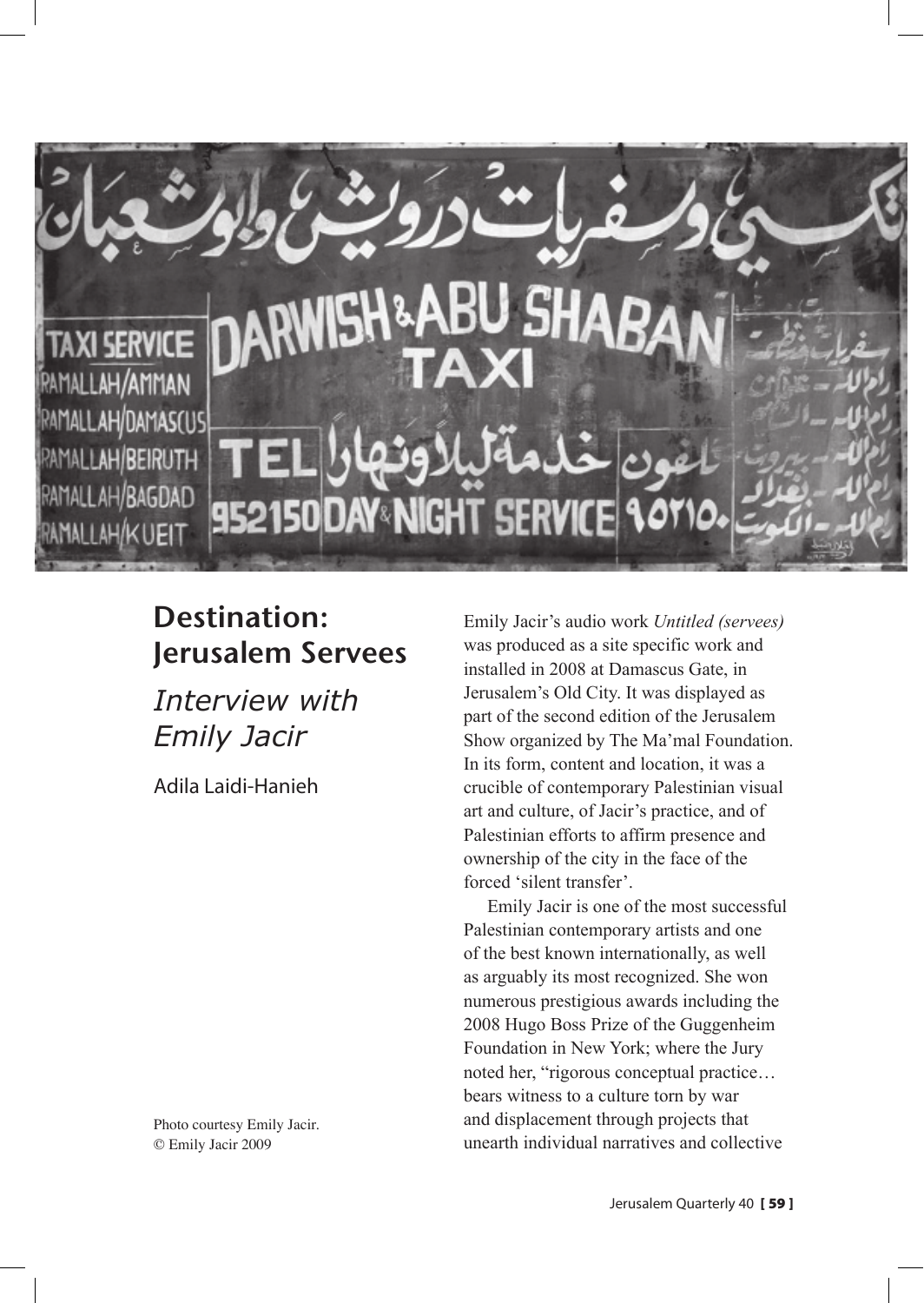# Destination: Jerusalem Servees

## *Interview with Emily Jacir*

Adila Laidi-Hanieh

Photo courtesy Emily Jacir.
© Emily Jacir 2009

Emily Jacir's audio work *Untitled (servees)* was produced as a site specific work and installed in 2008 at Damascus Gate, in Jerusalem's Old City. It was displayed as part of the second edition of the Jerusalem Show organized by The Ma'mal Foundation. In its form, content and location, it was a crucible of contemporary Palestinian visual art and culture, of Jacir's practice, and of Palestinian efforts to affirm presence and ownership of the city in the face of the forced 'silent transfer'.

Emily Jacir is one of the most successful Palestinian contemporary artists and one of the best known internationally, as well as arguably its most recognized. She won numerous prestigious awards including the 2008 Hugo Boss Prize of the Guggenheim Foundation in New York; where the Jury noted her, "rigorous conceptual practice… bears witness to a culture torn by war and displacement through projects that unearth individual narratives and collective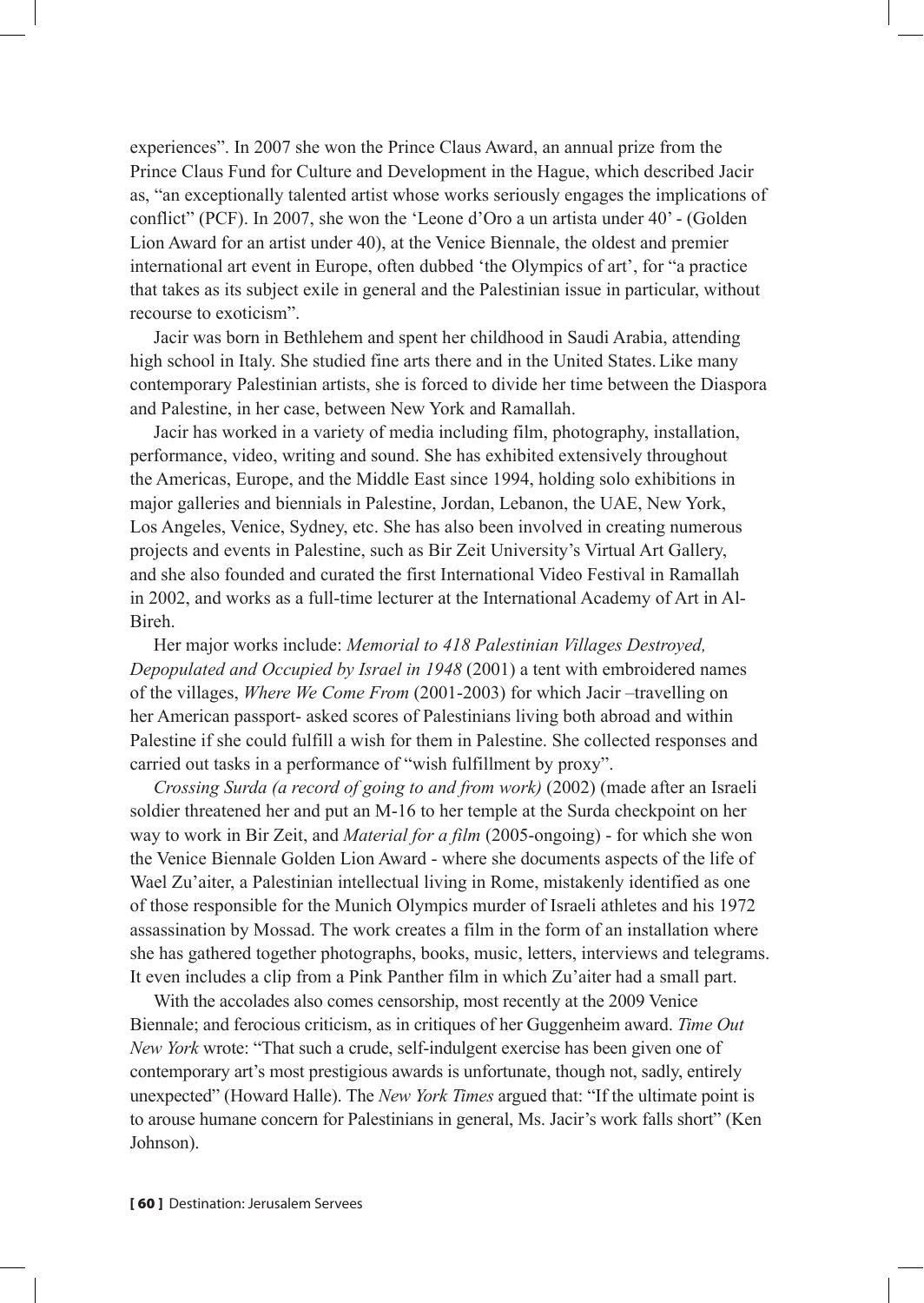experiences". In 2007 she won the Prince Claus Award, an annual prize from the Prince Claus Fund for Culture and Development in the Hague, which described Jacir as, "an exceptionally talented artist whose works seriously engages the implications of conflict" (PCF). In 2007, she won the 'Leone d'Oro a un artista under 40' - (Golden Lion Award for an artist under 40), at the Venice Biennale, the oldest and premier international art event in Europe, often dubbed 'the Olympics of art', for "a practice that takes as its subject exile in general and the Palestinian issue in particular, without recourse to exoticism".

Jacir was born in Bethlehem and spent her childhood in Saudi Arabia, attending high school in Italy. She studied fine arts there and in the United States. Like many contemporary Palestinian artists, she is forced to divide her time between the Diaspora and Palestine, in her case, between New York and Ramallah.

Jacir has worked in a variety of media including film, photography, installation, performance, video, writing and sound. She has exhibited extensively throughout the Americas, Europe, and the Middle East since 1994, holding solo exhibitions in major galleries and biennials in Palestine, Jordan, Lebanon, the UAE, New York, Los Angeles, Venice, Sydney, etc. She has also been involved in creating numerous projects and events in Palestine, such as Bir Zeit University's Virtual Art Gallery, and she also founded and curated the first International Video Festival in Ramallah in 2002, and works as a full-time lecturer at the International Academy of Art in Al-Bireh.

Her major works include: *Memorial to 418 Palestinian Villages Destroyed, Depopulated and Occupied by Israel in 1948* (2001) a tent with embroidered names of the villages, *Where We Come From* (2001-2003) for which Jacir –travelling on her American passport- asked scores of Palestinians living both abroad and within Palestine if she could fulfill a wish for them in Palestine. She collected responses and carried out tasks in a performance of "wish fulfillment by proxy".

*Crossing Surda (a record of going to and from work)* (2002) (made after an Israeli soldier threatened her and put an M-16 to her temple at the Surda checkpoint on her way to work in Bir Zeit, and *Material for a film* (2005-ongoing) - for which she won the Venice Biennale Golden Lion Award - where she documents aspects of the life of Wael Zu'aiter, a Palestinian intellectual living in Rome, mistakenly identified as one of those responsible for the Munich Olympics murder of Israeli athletes and his 1972 assassination by Mossad. The work creates a film in the form of an installation where she has gathered together photographs, books, music, letters, interviews and telegrams. It even includes a clip from a Pink Panther film in which Zu'aiter had a small part.

With the accolades also comes censorship, most recently at the 2009 Venice Biennale; and ferocious criticism, as in critiques of her Guggenheim award. *Time Out New York* wrote: "That such a crude, self-indulgent exercise has been given one of contemporary art's most prestigious awards is unfortunate, though not, sadly, entirely unexpected" (Howard Halle). The *New York Times* argued that: "If the ultimate point is to arouse humane concern for Palestinians in general, Ms. Jacir's work falls short" (Ken Johnson).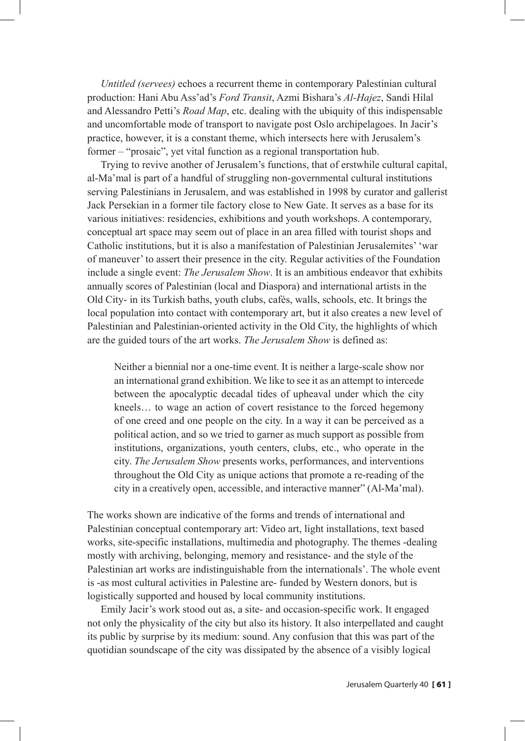*Untitled (servees)* echoes a recurrent theme in contemporary Palestinian cultural production: Hani Abu Ass'ad's *Ford Transit*, Azmi Bishara's *Al-Hajez*, Sandi Hilal and Alessandro Petti's *Road Map*, etc. dealing with the ubiquity of this indispensable and uncomfortable mode of transport to navigate post Oslo archipelagoes. In Jacir's practice, however, it is a constant theme, which intersects here with Jerusalem's former – "prosaic", yet vital function as a regional transportation hub.

Trying to revive another of Jerusalem's functions, that of erstwhile cultural capital, al-Ma'mal is part of a handful of struggling non-governmental cultural institutions serving Palestinians in Jerusalem, and was established in 1998 by curator and gallerist Jack Persekian in a former tile factory close to New Gate. It serves as a base for its various initiatives: residencies, exhibitions and youth workshops. A contemporary, conceptual art space may seem out of place in an area filled with tourist shops and Catholic institutions, but it is also a manifestation of Palestinian Jerusalemites' 'war of maneuver' to assert their presence in the city. Regular activities of the Foundation include a single event: *The Jerusalem Show*. It is an ambitious endeavor that exhibits annually scores of Palestinian (local and Diaspora) and international artists in the Old City- in its Turkish baths, youth clubs, cafés, walls, schools, etc. It brings the local population into contact with contemporary art, but it also creates a new level of Palestinian and Palestinian-oriented activity in the Old City, the highlights of which are the guided tours of the art works. *The Jerusalem Show* is defined as:

> Neither a biennial nor a one-time event. It is neither a large-scale show nor an international grand exhibition. We like to see it as an attempt to intercede between the apocalyptic decadal tides of upheaval under which the city kneels… to wage an action of covert resistance to the forced hegemony of one creed and one people on the city. In a way it can be perceived as a political action, and so we tried to garner as much support as possible from institutions, organizations, youth centers, clubs, etc., who operate in the city. *The Jerusalem Show* presents works, performances, and interventions throughout the Old City as unique actions that promote a re-reading of the city in a creatively open, accessible, and interactive manner" (Al-Ma'mal).

The works shown are indicative of the forms and trends of international and Palestinian conceptual contemporary art: Video art, light installations, text based works, site-specific installations, multimedia and photography. The themes -dealing mostly with archiving, belonging, memory and resistance- and the style of the Palestinian art works are indistinguishable from the internationals'. The whole event is -as most cultural activities in Palestine are- funded by Western donors, but is logistically supported and housed by local community institutions.

Emily Jacir's work stood out as, a site- and occasion-specific work. It engaged not only the physicality of the city but also its history. It also interpellated and caught its public by surprise by its medium: sound. Any confusion that this was part of the quotidian soundscape of the city was dissipated by the absence of a visibly logical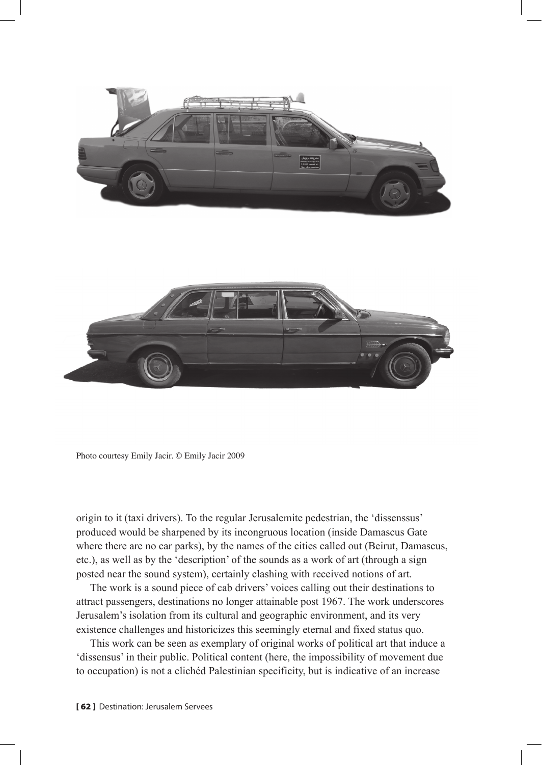Photo courtesy Emily Jacir. © Emily Jacir 2009

origin to it (taxi drivers). To the regular Jerusalemite pedestrian, the 'dissenssus' produced would be sharpened by its incongruous location (inside Damascus Gate where there are no car parks), by the names of the cities called out (Beirut, Damascus, etc.), as well as by the 'description' of the sounds as a work of art (through a sign posted near the sound system), certainly clashing with received notions of art.

The work is a sound piece of cab drivers' voices calling out their destinations to attract passengers, destinations no longer attainable post 1967. The work underscores Jerusalem's isolation from its cultural and geographic environment, and its very existence challenges and historicizes this seemingly eternal and fixed status quo.

This work can be seen as exemplary of original works of political art that induce a 'dissensus' in their public. Political content (here, the impossibility of movement due to occupation) is not a clichéd Palestinian specificity, but is indicative of an increase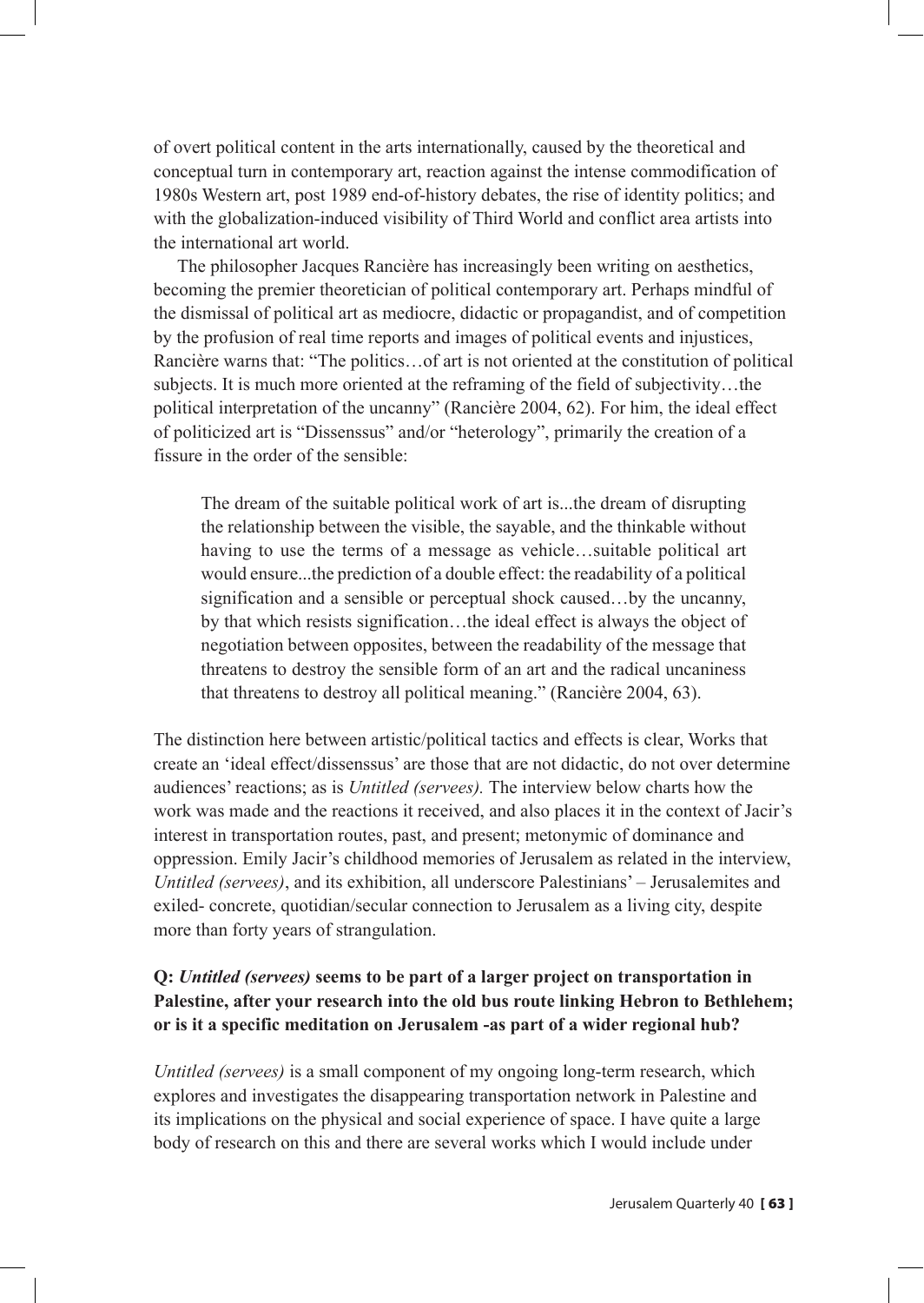of overt political content in the arts internationally, caused by the theoretical and conceptual turn in contemporary art, reaction against the intense commodification of 1980s Western art, post 1989 end-of-history debates, the rise of identity politics; and with the globalization-induced visibility of Third World and conflict area artists into the international art world.

The philosopher Jacques Rancière has increasingly been writing on aesthetics, becoming the premier theoretician of political contemporary art. Perhaps mindful of the dismissal of political art as mediocre, didactic or propagandist, and of competition by the profusion of real time reports and images of political events and injustices, Rancière warns that: "The politics…of art is not oriented at the constitution of political subjects. It is much more oriented at the reframing of the field of subjectivity…the political interpretation of the uncanny" (Rancière 2004, 62). For him, the ideal effect of politicized art is "Dissenssus" and/or "heterology", primarily the creation of a fissure in the order of the sensible:

> The dream of the suitable political work of art is...the dream of disrupting the relationship between the visible, the sayable, and the thinkable without having to use the terms of a message as vehicle…suitable political art would ensure...the prediction of a double effect: the readability of a political signification and a sensible or perceptual shock caused…by the uncanny, by that which resists signification…the ideal effect is always the object of negotiation between opposites, between the readability of the message that threatens to destroy the sensible form of an art and the radical uncaniness that threatens to destroy all political meaning." (Rancière 2004, 63).

The distinction here between artistic/political tactics and effects is clear, Works that create an 'ideal effect/dissenssus' are those that are not didactic, do not over determine audiences' reactions; as is *Untitled (servees).* The interview below charts how the work was made and the reactions it received, and also places it in the context of Jacir's interest in transportation routes, past, and present; metonymic of dominance and oppression. Emily Jacir's childhood memories of Jerusalem as related in the interview, *Untitled (servees)*, and its exhibition, all underscore Palestinians' – Jerusalemites and exiled- concrete, quotidian/secular connection to Jerusalem as a living city, despite more than forty years of strangulation.

**Q: *Untitled (servees)* seems to be part of a larger project on transportation in Palestine, after your research into the old bus route linking Hebron to Bethlehem; or is it a specific meditation on Jerusalem -as part of a wider regional hub?**

*Untitled (servees)* is a small component of my ongoing long-term research, which explores and investigates the disappearing transportation network in Palestine and its implications on the physical and social experience of space. I have quite a large body of research on this and there are several works which I would include under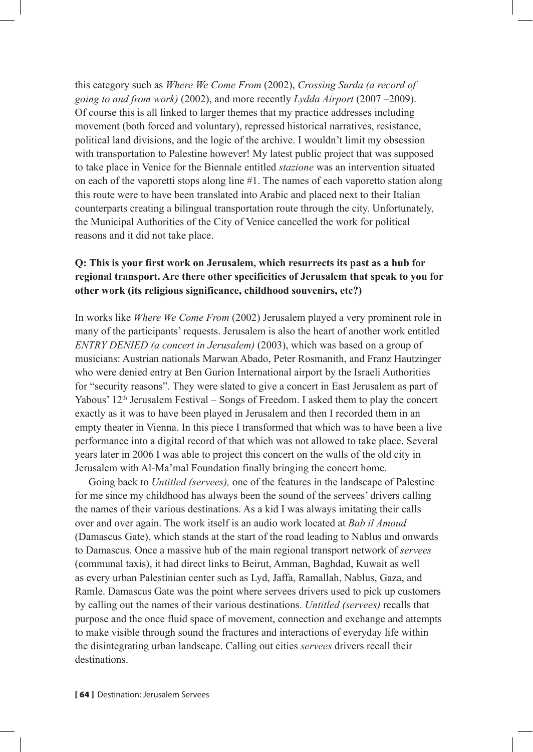this category such as *Where We Come From* (2002), *Crossing Surda (a record of going to and from work)* (2002), and more recently *Lydda Airport* (2007 –2009). Of course this is all linked to larger themes that my practice addresses including movement (both forced and voluntary), repressed historical narratives, resistance, political land divisions, and the logic of the archive. I wouldn't limit my obsession with transportation to Palestine however! My latest public project that was supposed to take place in Venice for the Biennale entitled *stazione* was an intervention situated on each of the vaporetti stops along line #1. The names of each vaporetto station along this route were to have been translated into Arabic and placed next to their Italian counterparts creating a bilingual transportation route through the city. Unfortunately, the Municipal Authorities of the City of Venice cancelled the work for political reasons and it did not take place.

**Q: This is your first work on Jerusalem, which resurrects its past as a hub for regional transport. Are there other specificities of Jerusalem that speak to you for other work (its religious significance, childhood souvenirs, etc?)**

In works like *Where We Come From* (2002) Jerusalem played a very prominent role in many of the participants' requests. Jerusalem is also the heart of another work entitled *ENTRY DENIED (a concert in Jerusalem)* (2003), which was based on a group of musicians: Austrian nationals Marwan Abado, Peter Rosmanith, and Franz Hautzinger who were denied entry at Ben Gurion International airport by the Israeli Authorities for "security reasons". They were slated to give a concert in East Jerusalem as part of Yabous' 12th Jerusalem Festival – Songs of Freedom. I asked them to play the concert exactly as it was to have been played in Jerusalem and then I recorded them in an empty theater in Vienna. In this piece I transformed that which was to have been a live performance into a digital record of that which was not allowed to take place. Several years later in 2006 I was able to project this concert on the walls of the old city in Jerusalem with Al-Ma'mal Foundation finally bringing the concert home.

Going back to *Untitled (servees),* one of the features in the landscape of Palestine for me since my childhood has always been the sound of the servees' drivers calling the names of their various destinations. As a kid I was always imitating their calls over and over again. The work itself is an audio work located at *Bab il Amoud* (Damascus Gate), which stands at the start of the road leading to Nablus and onwards to Damascus. Once a massive hub of the main regional transport network of *servees* (communal taxis), it had direct links to Beirut, Amman, Baghdad, Kuwait as well as every urban Palestinian center such as Lyd, Jaffa, Ramallah, Nablus, Gaza, and Ramle. Damascus Gate was the point where servees drivers used to pick up customers by calling out the names of their various destinations. *Untitled (servees)* recalls that purpose and the once fluid space of movement, connection and exchange and attempts to make visible through sound the fractures and interactions of everyday life within the disintegrating urban landscape. Calling out cities *servees* drivers recall their destinations.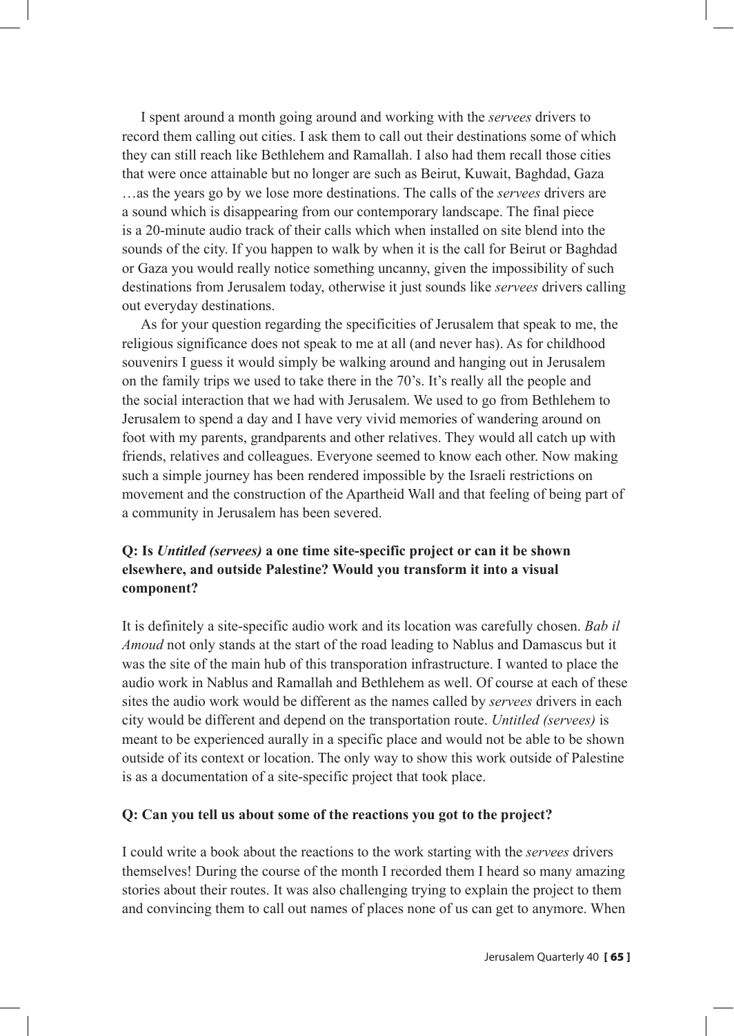I spent around a month going around and working with the *servees* drivers to record them calling out cities. I ask them to call out their destinations some of which they can still reach like Bethlehem and Ramallah. I also had them recall those cities that were once attainable but no longer are such as Beirut, Kuwait, Baghdad, Gaza …as the years go by we lose more destinations. The calls of the *servees* drivers are a sound which is disappearing from our contemporary landscape. The final piece is a 20-minute audio track of their calls which when installed on site blend into the sounds of the city. If you happen to walk by when it is the call for Beirut or Baghdad or Gaza you would really notice something uncanny, given the impossibility of such destinations from Jerusalem today, otherwise it just sounds like *servees* drivers calling out everyday destinations.

As for your question regarding the specificities of Jerusalem that speak to me, the religious significance does not speak to me at all (and never has). As for childhood souvenirs I guess it would simply be walking around and hanging out in Jerusalem on the family trips we used to take there in the 70's. It's really all the people and the social interaction that we had with Jerusalem. We used to go from Bethlehem to Jerusalem to spend a day and I have very vivid memories of wandering around on foot with my parents, grandparents and other relatives. They would all catch up with friends, relatives and colleagues. Everyone seemed to know each other. Now making such a simple journey has been rendered impossible by the Israeli restrictions on movement and the construction of the Apartheid Wall and that feeling of being part of a community in Jerusalem has been severed.

**Q: Is *Untitled (servees)* a one time site-specific project or can it be shown elsewhere, and outside Palestine? Would you transform it into a visual component?**

It is definitely a site-specific audio work and its location was carefully chosen. *Bab il Amoud* not only stands at the start of the road leading to Nablus and Damascus but it was the site of the main hub of this transporation infrastructure. I wanted to place the audio work in Nablus and Ramallah and Bethlehem as well. Of course at each of these sites the audio work would be different as the names called by *servees* drivers in each city would be different and depend on the transportation route. *Untitled (servees)* is meant to be experienced aurally in a specific place and would not be able to be shown outside of its context or location. The only way to show this work outside of Palestine is as a documentation of a site-specific project that took place.

**Q: Can you tell us about some of the reactions you got to the project?**

I could write a book about the reactions to the work starting with the *servees* drivers themselves! During the course of the month I recorded them I heard so many amazing stories about their routes. It was also challenging trying to explain the project to them and convincing them to call out names of places none of us can get to anymore. When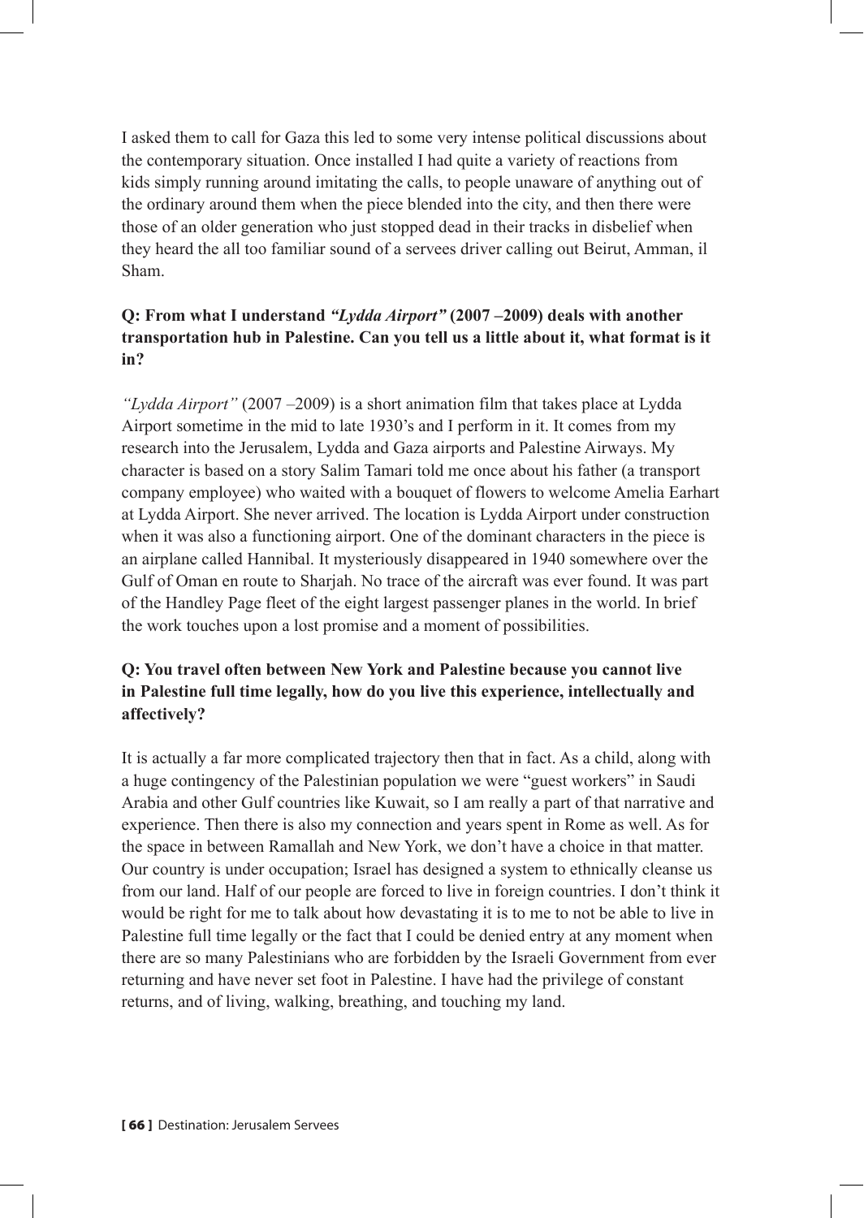I asked them to call for Gaza this led to some very intense political discussions about the contemporary situation. Once installed I had quite a variety of reactions from kids simply running around imitating the calls, to people unaware of anything out of the ordinary around them when the piece blended into the city, and then there were those of an older generation who just stopped dead in their tracks in disbelief when they heard the all too familiar sound of a servees driver calling out Beirut, Amman, il Sham.

**Q: From what I understand *"Lydda Airport"* (2007 –2009) deals with another transportation hub in Palestine. Can you tell us a little about it, what format is it in?**

*"Lydda Airport"* (2007 –2009) is a short animation film that takes place at Lydda Airport sometime in the mid to late 1930's and I perform in it. It comes from my research into the Jerusalem, Lydda and Gaza airports and Palestine Airways. My character is based on a story Salim Tamari told me once about his father (a transport company employee) who waited with a bouquet of flowers to welcome Amelia Earhart at Lydda Airport. She never arrived. The location is Lydda Airport under construction when it was also a functioning airport. One of the dominant characters in the piece is an airplane called Hannibal. It mysteriously disappeared in 1940 somewhere over the Gulf of Oman en route to Sharjah. No trace of the aircraft was ever found. It was part of the Handley Page fleet of the eight largest passenger planes in the world. In brief the work touches upon a lost promise and a moment of possibilities.

**Q: You travel often between New York and Palestine because you cannot live in Palestine full time legally, how do you live this experience, intellectually and affectively?**

It is actually a far more complicated trajectory then that in fact. As a child, along with a huge contingency of the Palestinian population we were "guest workers" in Saudi Arabia and other Gulf countries like Kuwait, so I am really a part of that narrative and experience. Then there is also my connection and years spent in Rome as well. As for the space in between Ramallah and New York, we don't have a choice in that matter. Our country is under occupation; Israel has designed a system to ethnically cleanse us from our land. Half of our people are forced to live in foreign countries. I don't think it would be right for me to talk about how devastating it is to me to not be able to live in Palestine full time legally or the fact that I could be denied entry at any moment when there are so many Palestinians who are forbidden by the Israeli Government from ever returning and have never set foot in Palestine. I have had the privilege of constant returns, and of living, walking, breathing, and touching my land.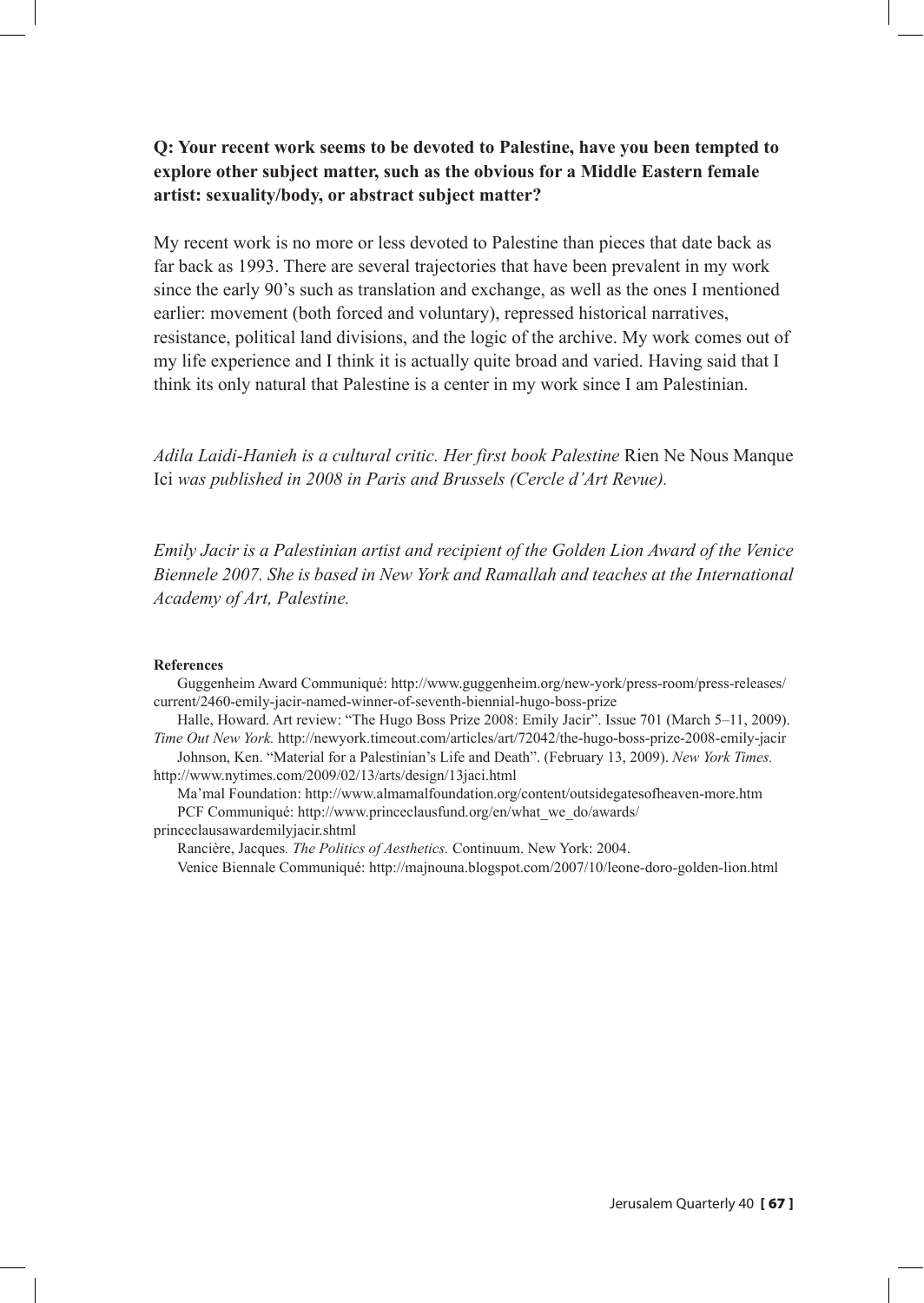**Q: Your recent work seems to be devoted to Palestine, have you been tempted to explore other subject matter, such as the obvious for a Middle Eastern female artist: sexuality/body, or abstract subject matter?**

My recent work is no more or less devoted to Palestine than pieces that date back as far back as 1993. There are several trajectories that have been prevalent in my work since the early 90's such as translation and exchange, as well as the ones I mentioned earlier: movement (both forced and voluntary), repressed historical narratives, resistance, political land divisions, and the logic of the archive. My work comes out of my life experience and I think it is actually quite broad and varied. Having said that I think its only natural that Palestine is a center in my work since I am Palestinian.

*Adila Laidi-Hanieh is a cultural critic. Her first book Palestine* Rien Ne Nous Manque Ici *was published in 2008 in Paris and Brussels (Cercle d'Art Revue).*

*Emily Jacir is a Palestinian artist and recipient of the Golden Lion Award of the Venice Biennele 2007. She is based in New York and Ramallah and teaches at the International Academy of Art, Palestine.*

**References**

Guggenheim Award Communiqué: http://www.guggenheim.org/new-york/press-room/press-releases/current/2460-emily-jacir-named-winner-of-seventh-biennial-hugo-boss-prize

Halle, Howard. Art review: "The Hugo Boss Prize 2008: Emily Jacir". Issue 701 (March 5–11, 2009). *Time Out New York.* http://newyork.timeout.com/articles/art/72042/the-hugo-boss-prize-2008-emily-jacir

Johnson, Ken. "Material for a Palestinian's Life and Death". (February 13, 2009). *New York Times.* http://www.nytimes.com/2009/02/13/arts/design/13jaci.html

Ma'mal Foundation: http://www.almamalfoundation.org/content/outsidegatesofheaven-more.htm

PCF Communiqué: http://www.princeclausfund.org/en/what_we_do/awards/princeclausawardemilyjacir.shtml

Rancière, Jacques*. The Politics of Aesthetics.* Continuum. New York: 2004.

Venice Biennale Communiqué: http://majnouna.blogspot.com/2007/10/leone-doro-golden-lion.html